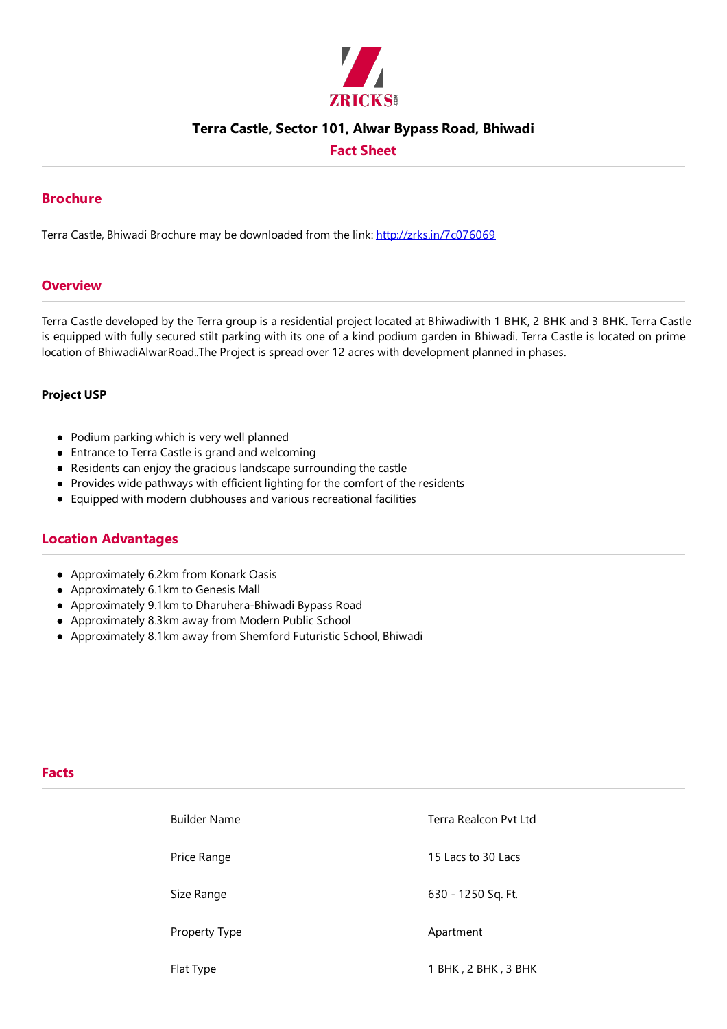ZRICKS.com

# Terra Castle, Sector 101, Alwar Bypass Road, Bhiwadi

## Fact Sheet

## Brochure

Terra Castle, Bhiwadi Brochure may be downloaded from the link: [http://zrks.in/7c076069](http://zrks.in/7c076069)

## Overview

Terra Castle developed by the Terra group is a residential project located at Bhiwadiwith 1 BHK, 2 BHK and 3 BHK. Terra Castle is equipped with fully secured stilt parking with its one of a kind podium garden in Bhiwadi. Terra Castle is located on prime location of BhiwadiAlwarRoad..The Project is spread over 12 acres with development planned in phases.

**Project USP**

- Podium parking which is very well planned
- Entrance to Terra Castle is grand and welcoming
- Residents can enjoy the gracious landscape surrounding the castle
- Provides wide pathways with efficient lighting for the comfort of the residents
- Equipped with modern clubhouses and various recreational facilities

## Location Advantages

- Approximately 6.2km from Konark Oasis
- Approximately 6.1km to Genesis Mall
- Approximately 9.1km to Dharuhera-Bhiwadi Bypass Road
- Approximately 8.3km away from Modern Public School
- Approximately 8.1km away from Shemford Futuristic School, Bhiwadi

## Facts

| | |
|---|---|
| Builder Name | Terra Realcon Pvt Ltd |
| Price Range | 15 Lacs to 30 Lacs |
| Size Range | 630 - 1250 Sq. Ft. |
| Property Type | Apartment |
| Flat Type | 1 BHK , 2 BHK , 3 BHK |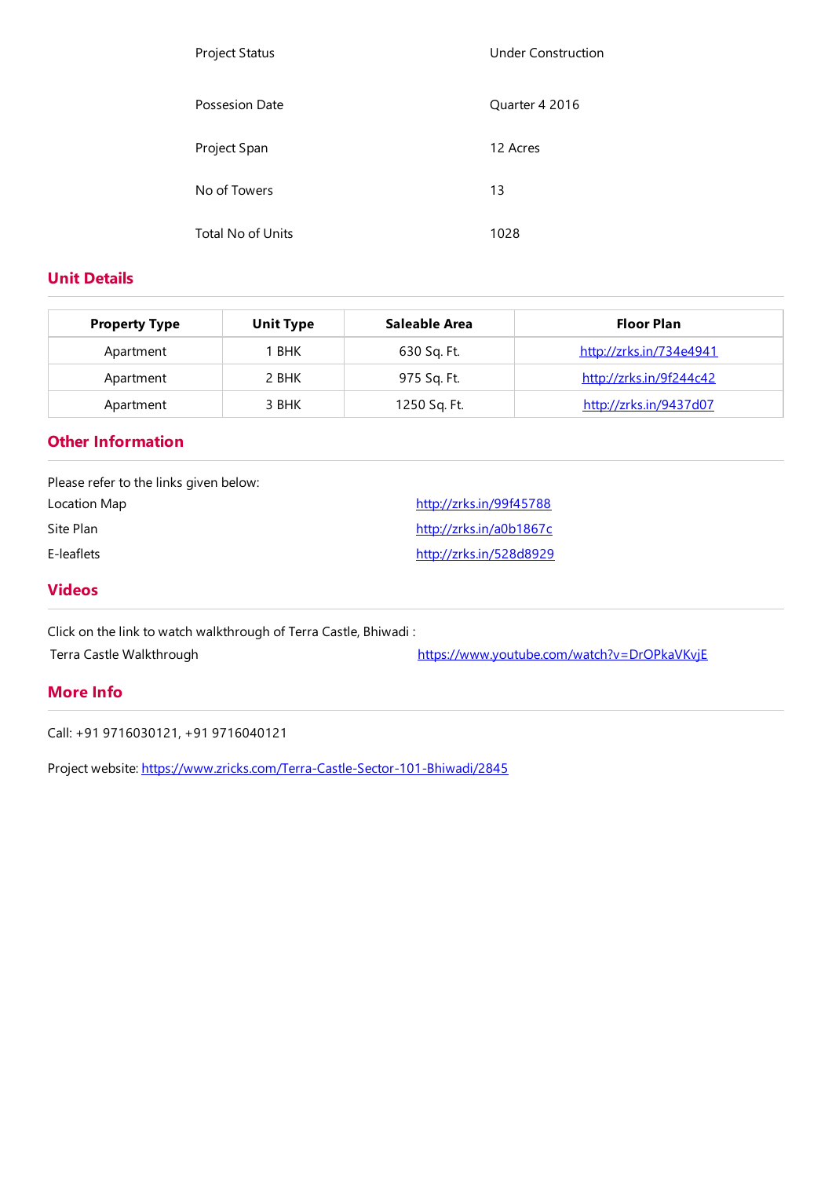| | |
|---|---|
| Project Status | Under Construction |
| Possesion Date | Quarter 4 2016 |
| Project Span | 12 Acres |
| No of Towers | 13 |
| Total No of Units | 1028 |

## Unit Details

| Property Type | Unit Type | Saleable Area | Floor Plan |
|---|---|---|---|
| Apartment | 1 BHK | 630 Sq. Ft. | http://zrks.in/734e4941 |
| Apartment | 2 BHK | 975 Sq. Ft. | http://zrks.in/9f244c42 |
| Apartment | 3 BHK | 1250 Sq. Ft. | http://zrks.in/9437d07 |

## Other Information

Please refer to the links given below:

| | |
|---|---|
| Location Map | http://zrks.in/99f45788 |
| Site Plan | http://zrks.in/a0b1867c |
| E-leaflets | http://zrks.in/528d8929 |

## Videos

Click on the link to watch walkthrough of Terra Castle, Bhiwadi :

Terra Castle Walkthrough https://www.youtube.com/watch?v=DrOPkaVKvjE

## More Info

Call: +91 9716030121, +91 9716040121

Project website: https://www.zricks.com/Terra-Castle-Sector-101-Bhiwadi/2845